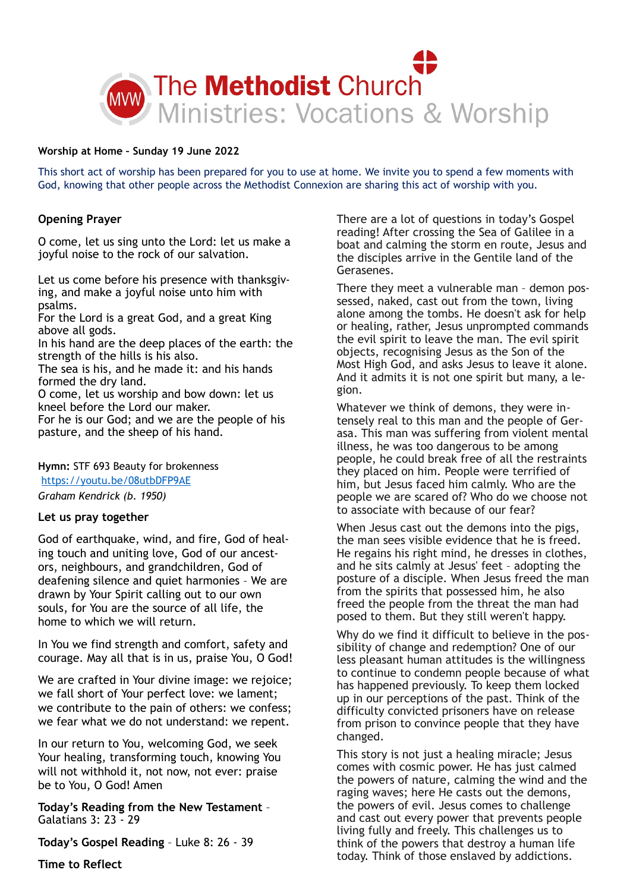# The Methodist Church
## Ministries: Vocations & Worship

**Worship at Home – Sunday 19 June 2022**

This short act of worship has been prepared for you to use at home. We invite you to spend a few moments with God, knowing that other people across the Methodist Connexion are sharing this act of worship with you.

**Opening Prayer**

O come, let us sing unto the Lord: let us make a joyful noise to the rock of our salvation.

Let us come before his presence with thanksgiving, and make a joyful noise unto him with psalms.
For the Lord is a great God, and a great King above all gods.
In his hand are the deep places of the earth: the strength of the hills is his also.
The sea is his, and he made it: and his hands formed the dry land.
O come, let us worship and bow down: let us kneel before the Lord our maker.
For he is our God; and we are the people of his pasture, and the sheep of his hand.

**Hymn:** STF 693 Beauty for brokenness
https://youtu.be/08utbDFP9AE
*Graham Kendrick (b. 1950)*

**Let us pray together**

God of earthquake, wind, and fire, God of healing touch and uniting love, God of our ancestors, neighbours, and grandchildren, God of deafening silence and quiet harmonies – We are drawn by Your Spirit calling out to our own souls, for You are the source of all life, the home to which we will return.

In You we find strength and comfort, safety and courage. May all that is in us, praise You, O God!

We are crafted in Your divine image: we rejoice; we fall short of Your perfect love: we lament; we contribute to the pain of others: we confess; we fear what we do not understand: we repent.

In our return to You, welcoming God, we seek Your healing, transforming touch, knowing You will not withhold it, not now, not ever: praise be to You, O God! Amen

**Today's Reading from the New Testament** – Galatians 3: 23 - 29

**Today's Gospel Reading** – Luke 8: 26 - 39

**Time to Reflect**

There are a lot of questions in today's Gospel reading! After crossing the Sea of Galilee in a boat and calming the storm en route, Jesus and the disciples arrive in the Gentile land of the Gerasenes.

There they meet a vulnerable man – demon possessed, naked, cast out from the town, living alone among the tombs. He doesn't ask for help or healing, rather, Jesus unprompted commands the evil spirit to leave the man. The evil spirit objects, recognising Jesus as the Son of the Most High God, and asks Jesus to leave it alone. And it admits it is not one spirit but many, a legion.

Whatever we think of demons, they were intensely real to this man and the people of Gerasa. This man was suffering from violent mental illness, he was too dangerous to be among people, he could break free of all the restraints they placed on him. People were terrified of him, but Jesus faced him calmly. Who are the people we are scared of? Who do we choose not to associate with because of our fear?

When Jesus cast out the demons into the pigs, the man sees visible evidence that he is freed. He regains his right mind, he dresses in clothes, and he sits calmly at Jesus' feet – adopting the posture of a disciple. When Jesus freed the man from the spirits that possessed him, he also freed the people from the threat the man had posed to them. But they still weren't happy.

Why do we find it difficult to believe in the possibility of change and redemption? One of our less pleasant human attitudes is the willingness to continue to condemn people because of what has happened previously. To keep them locked up in our perceptions of the past. Think of the difficulty convicted prisoners have on release from prison to convince people that they have changed.

This story is not just a healing miracle; Jesus comes with cosmic power. He has just calmed the powers of nature, calming the wind and the raging waves; here He casts out the demons, the powers of evil. Jesus comes to challenge and cast out every power that prevents people living fully and freely. This challenges us to think of the powers that destroy a human life today. Think of those enslaved by addictions.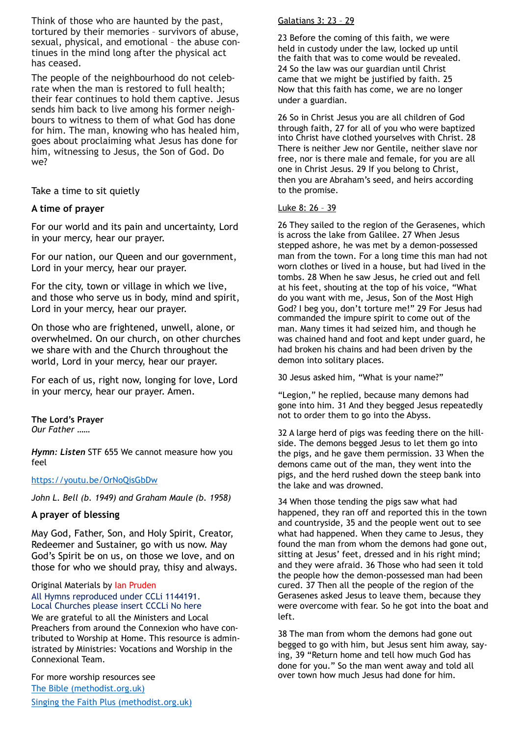Think of those who are haunted by the past, tortured by their memories – survivors of abuse, sexual, physical, and emotional – the abuse continues in the mind long after the physical act has ceased.

The people of the neighbourhood do not celebrate when the man is restored to full health; their fear continues to hold them captive. Jesus sends him back to live among his former neighbours to witness to them of what God has done for him. The man, knowing who has healed him, goes about proclaiming what Jesus has done for him, witnessing to Jesus, the Son of God. Do we?

Take a time to sit quietly

**A time of prayer**

For our world and its pain and uncertainty, Lord in your mercy, hear our prayer.

For our nation, our Queen and our government, Lord in your mercy, hear our prayer.

For the city, town or village in which we live, and those who serve us in body, mind and spirit, Lord in your mercy, hear our prayer.

On those who are frightened, unwell, alone, or overwhelmed. On our church, on other churches we share with and the Church throughout the world, Lord in your mercy, hear our prayer.

For each of us, right now, longing for love, Lord in your mercy, hear our prayer. Amen.

**The Lord's Prayer**
*Our Father ……*

***Hymn: Listen*** STF 655 We cannot measure how you feel

https://youtu.be/OrNoQisGbDw

*John L. Bell (b. 1949) and Graham Maule (b. 1958)*

**A prayer of blessing**

May God, Father, Son, and Holy Spirit, Creator, Redeemer and Sustainer, go with us now. May God's Spirit be on us, on those we love, and on those for who we should pray, thisy and always.

Original Materials by Ian Pruden
All Hymns reproduced under CCLi 1144191.
Local Churches please insert CCCLi No here
We are grateful to all the Ministers and Local Preachers from around the Connexion who have contributed to Worship at Home. This resource is administrated by Ministries: Vocations and Worship in the Connexional Team.

For more worship resources see
The Bible (methodist.org.uk)
Singing the Faith Plus (methodist.org.uk)

Galatians 3: 23 – 29

23 Before the coming of this faith, we were held in custody under the law, locked up until the faith that was to come would be revealed. 24 So the law was our guardian until Christ came that we might be justified by faith. 25 Now that this faith has come, we are no longer under a guardian.

26 So in Christ Jesus you are all children of God through faith, 27 for all of you who were baptized into Christ have clothed yourselves with Christ. 28 There is neither Jew nor Gentile, neither slave nor free, nor is there male and female, for you are all one in Christ Jesus. 29 If you belong to Christ, then you are Abraham's seed, and heirs according to the promise.

Luke 8: 26 – 39

26 They sailed to the region of the Gerasenes, which is across the lake from Galilee. 27 When Jesus stepped ashore, he was met by a demon-possessed man from the town. For a long time this man had not worn clothes or lived in a house, but had lived in the tombs. 28 When he saw Jesus, he cried out and fell at his feet, shouting at the top of his voice, "What do you want with me, Jesus, Son of the Most High God? I beg you, don't torture me!" 29 For Jesus had commanded the impure spirit to come out of the man. Many times it had seized him, and though he was chained hand and foot and kept under guard, he had broken his chains and had been driven by the demon into solitary places.

30 Jesus asked him, "What is your name?"

"Legion," he replied, because many demons had gone into him. 31 And they begged Jesus repeatedly not to order them to go into the Abyss.

32 A large herd of pigs was feeding there on the hillside. The demons begged Jesus to let them go into the pigs, and he gave them permission. 33 When the demons came out of the man, they went into the pigs, and the herd rushed down the steep bank into the lake and was drowned.

34 When those tending the pigs saw what had happened, they ran off and reported this in the town and countryside, 35 and the people went out to see what had happened. When they came to Jesus, they found the man from whom the demons had gone out, sitting at Jesus' feet, dressed and in his right mind; and they were afraid. 36 Those who had seen it told the people how the demon-possessed man had been cured. 37 Then all the people of the region of the Gerasenes asked Jesus to leave them, because they were overcome with fear. So he got into the boat and left.

38 The man from whom the demons had gone out begged to go with him, but Jesus sent him away, saying, 39 "Return home and tell how much God has done for you." So the man went away and told all over town how much Jesus had done for him.